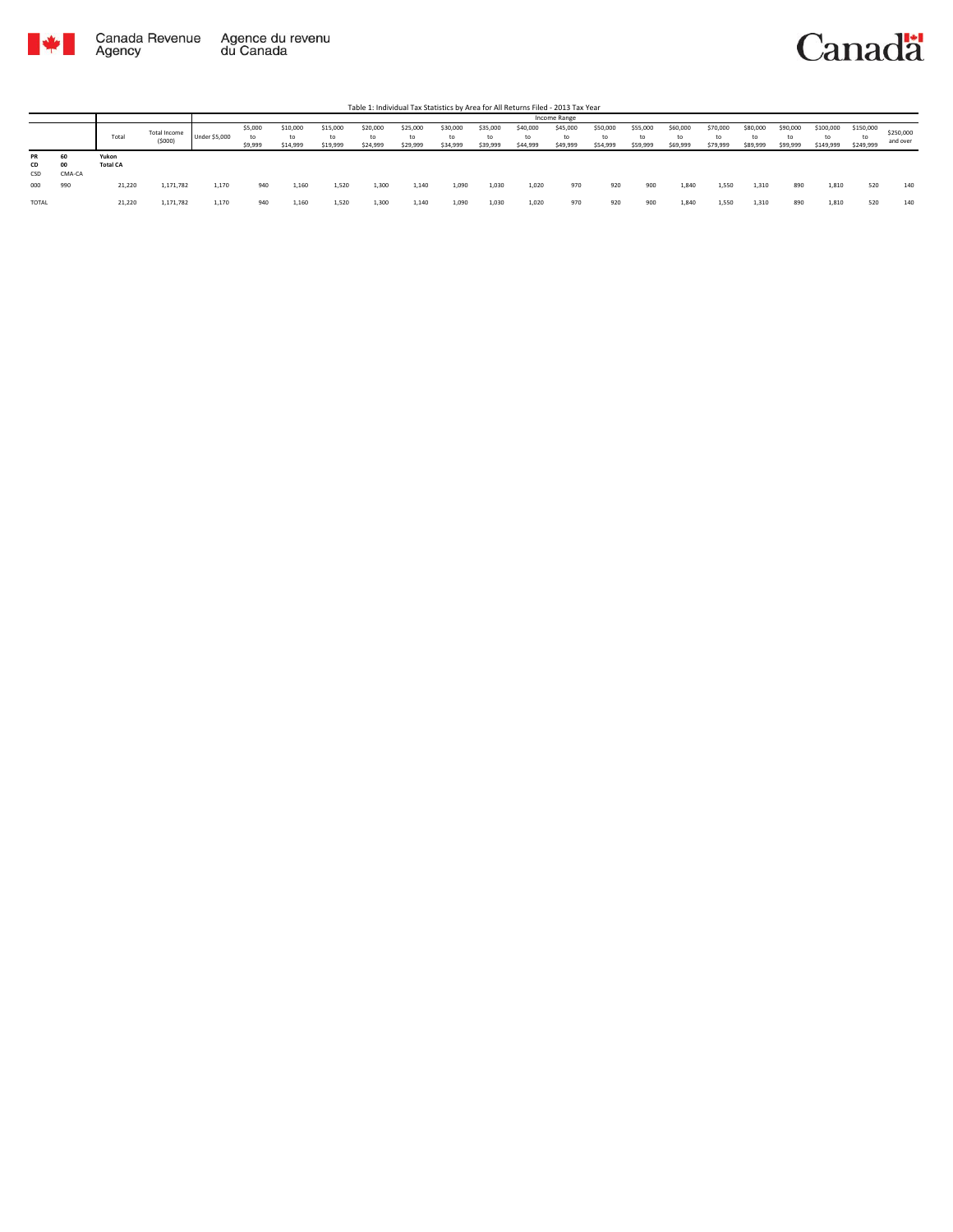Canada Revenue Agency | Agence du revenu du Canada

Canada

Table 1: Individual Tax Statistics by Area for All Returns Filed - 2013 Tax Year

| | | | | Income Range | | | | | | | | | | | | | | | | | | | |
|---|---|---|---|---|---|---|---|---|---|---|---|---|---|---|---|---|---|---|---|---|---|---|---|
| | | Total | Total Income ($000) | Under $5,000 | $5,000 to $9,999 | $10,000 to $14,999 | $15,000 to $19,999 | $20,000 to $24,999 | $25,000 to $29,999 | $30,000 to $34,999 | $35,000 to $39,999 | $40,000 to $44,999 | $45,000 to $49,999 | $50,000 to $54,999 | $55,000 to $59,999 | $60,000 to $69,999 | $70,000 to $79,999 | $80,000 to $89,999 | $90,000 to $99,999 | $100,000 to $149,999 | $150,000 to $249,999 | $250,000 and over |
| **PR** | **60** | **Yukon** | | | | | | | | | | | | | | | | | | | | | |
| **CD** | **00** | **Total CA** | | | | | | | | | | | | | | | | | | | | | |
| CSD | CMA-CA | | | | | | | | | | | | | | | | | | | | | | |
| 000 | 990 | 21,220 | 1,171,782 | 1,170 | 940 | 1,160 | 1,520 | 1,300 | 1,140 | 1,090 | 1,030 | 1,020 | 970 | 920 | 900 | 1,840 | 1,550 | 1,310 | 890 | 1,810 | 520 | 140 |
| TOTAL | | 21,220 | 1,171,782 | 1,170 | 940 | 1,160 | 1,520 | 1,300 | 1,140 | 1,090 | 1,030 | 1,020 | 970 | 920 | 900 | 1,840 | 1,550 | 1,310 | 890 | 1,810 | 520 | 140 |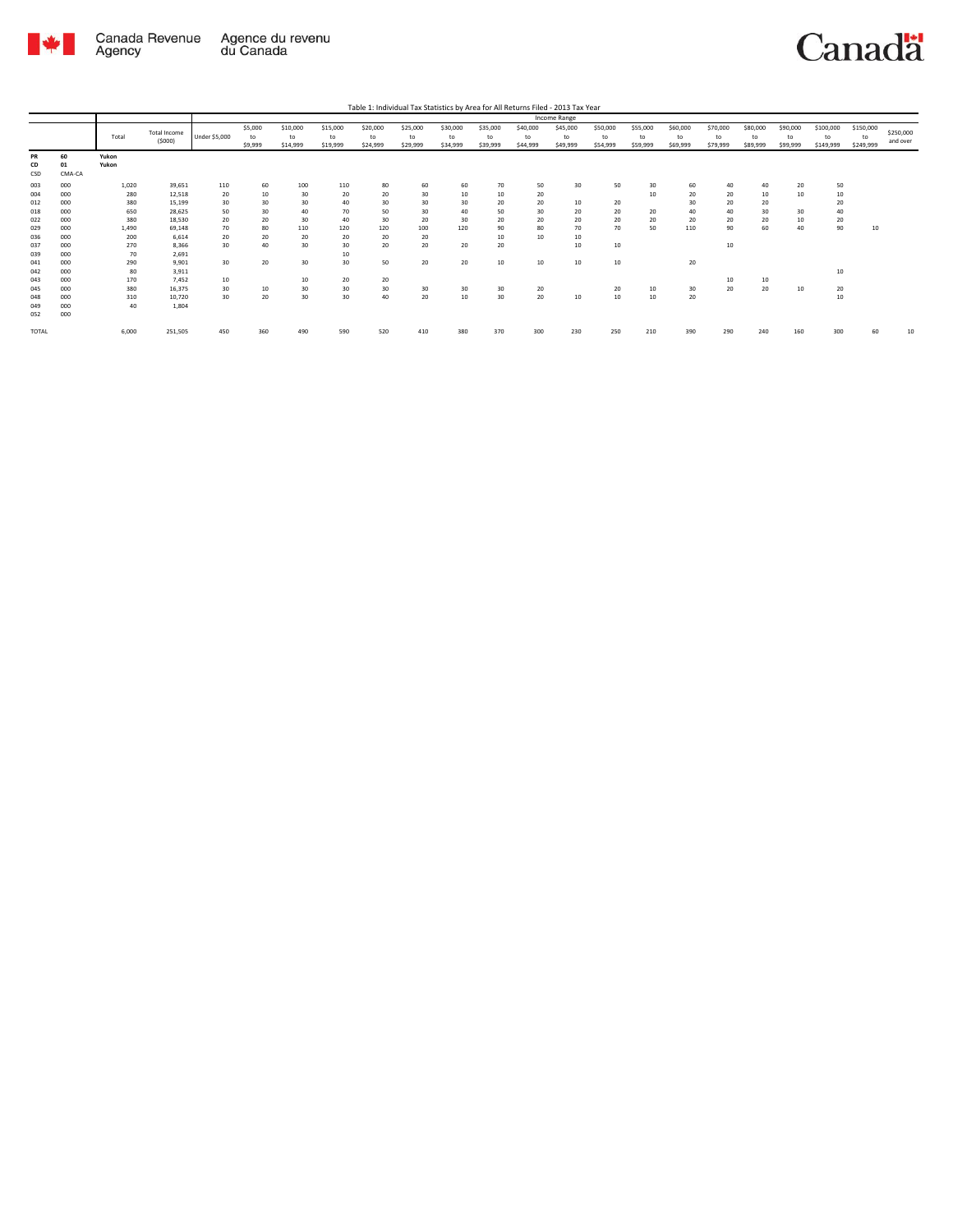Table 1: Individual Tax Statistics by Area for All Returns Filed - 2013 Tax Year

| PR / CD / CSD | | Total | Total Income ($000) | Income Range | | | | | | | | | | | | | | | | | | |
|---|---|---|---|---|---|---|---|---|---|---|---|---|---|---|---|---|---|---|---|---|---|---|
| | | | | Under $5,000 | $5,000 to $9,999 | $10,000 to $14,999 | $15,000 to $19,999 | $20,000 to $24,999 | $25,000 to $29,999 | $30,000 to $34,999 | $35,000 to $39,999 | $40,000 to $44,999 | $45,000 to $49,999 | $50,000 to $54,999 | $55,000 to $59,999 | $60,000 to $69,999 | $70,000 to $79,999 | $80,000 to $89,999 | $90,000 to $99,999 | $100,000 to $149,999 | $150,000 to $249,999 | $250,000 and over |
| PR | 60 | Yukon | | | | | | | | | | | | | | | | | | | | |
| CD | 01 | Yukon | | | | | | | | | | | | | | | | | | | | |
| CSD | CMA-CA | | | | | | | | | | | | | | | | | | | | | |
| 003 | 000 | 1,020 | 39,651 | 110 | 60 | 100 | 110 | 80 | 60 | 60 | 70 | 50 | 30 | 50 | 30 | 60 | 40 | 40 | 20 | 50 | | |
| 004 | 000 | 280 | 12,518 | 20 | 10 | 30 | 20 | 20 | 30 | 10 | 10 | 20 | | | 10 | 20 | 20 | 10 | 10 | 10 | | |
| 012 | 000 | 380 | 15,199 | 30 | 30 | 30 | 40 | 30 | 30 | 30 | 20 | 20 | 10 | 20 | | 30 | 20 | 20 | | 20 | | |
| 018 | 000 | 650 | 28,625 | 50 | 30 | 40 | 70 | 50 | 30 | 40 | 50 | 30 | 20 | 20 | 20 | 40 | 40 | 30 | 30 | 40 | | |
| 022 | 000 | 380 | 18,530 | 20 | 20 | 30 | 40 | 30 | 20 | 30 | 20 | 20 | 20 | 20 | 20 | 20 | 20 | 20 | 10 | 20 | | |
| 029 | 000 | 1,490 | 69,148 | 70 | 80 | 110 | 120 | 120 | 100 | 120 | 90 | 80 | 70 | 70 | 50 | 110 | 90 | 60 | 40 | 90 | 10 | |
| 036 | 000 | 200 | 6,614 | 20 | 20 | 20 | 20 | 20 | 20 | | 10 | 10 | 10 | | | | | | | | | |
| 037 | 000 | 270 | 8,366 | 30 | 40 | 30 | 30 | 20 | 20 | 20 | 20 | | 10 | 10 | | | 10 | | | | | |
| 039 | 000 | 70 | 2,691 | | | | 10 | | | | | | | | | | | | | | | |
| 041 | 000 | 290 | 9,901 | 30 | 20 | 30 | 30 | 50 | 20 | 20 | 10 | 10 | 10 | 10 | | 20 | | | | | | |
| 042 | 000 | 80 | 3,911 | | | | | | | | | | | | | | | | | 10 | | |
| 043 | 000 | 170 | 7,452 | 10 | | 10 | 20 | 20 | | | | | | | | | 10 | 10 | | | | |
| 045 | 000 | 380 | 16,375 | 30 | 10 | 30 | 30 | 30 | 30 | 30 | 30 | 20 | | 20 | 10 | 30 | 20 | 20 | 10 | 20 | | |
| 048 | 000 | 310 | 10,720 | 30 | 20 | 30 | 30 | 40 | 20 | 10 | 30 | 20 | 10 | 10 | 10 | 20 | | | | 10 | | |
| 049 | 000 | 40 | 1,804 | | | | | | | | | | | | | | | | | | | |
| 052 | 000 | | | | | | | | | | | | | | | | | | | | | |
| TOTAL | | 6,000 | 251,505 | 450 | 360 | 490 | 590 | 520 | 410 | 380 | 370 | 300 | 230 | 250 | 210 | 390 | 290 | 240 | 160 | 300 | 60 | 10 |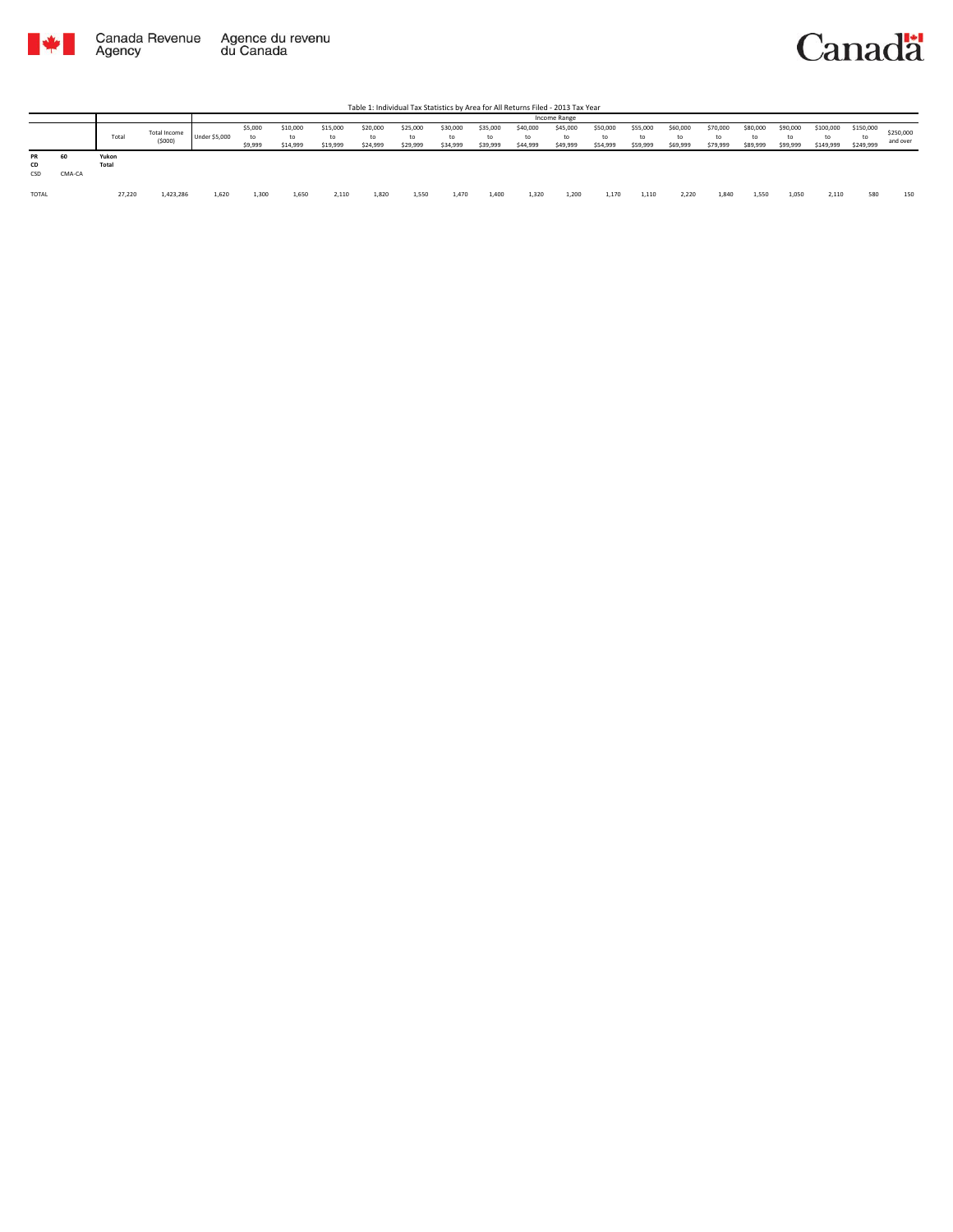Canada Revenue Agency | Agence du revenu du Canada

Canada

Table 1: Individual Tax Statistics by Area for All Returns Filed - 2013 Tax Year

| | | | | Income Range | | | | | | | | | | | | | | | | | | | |
|---|---|---|---|---|---|---|---|---|---|---|---|---|---|---|---|---|---|---|---|---|---|---|---|
| | | Total | Total Income ($000) | Under $5,000 | $5,000 to $9,999 | $10,000 to $14,999 | $15,000 to $19,999 | $20,000 to $24,999 | $25,000 to $29,999 | $30,000 to $34,999 | $35,000 to $39,999 | $40,000 to $44,999 | $45,000 to $49,999 | $50,000 to $54,999 | $55,000 to $59,999 | $60,000 to $69,999 | $70,000 to $79,999 | $80,000 to $89,999 | $90,000 to $99,999 | $100,000 to $149,999 | $150,000 to $249,999 | $250,000 and over |
| PR<br>CD<br>CSD | 60<br><br>CMA-CA | Yukon<br>Total | | | | | | | | | | | | | | | | | | | | |
| TOTAL | | 27,220 | 1,423,286 | 1,620 | 1,300 | 1,650 | 2,110 | 1,820 | 1,550 | 1,470 | 1,400 | 1,320 | 1,200 | 1,170 | 1,110 | 2,220 | 1,840 | 1,550 | 1,050 | 2,110 | 580 | 150 |